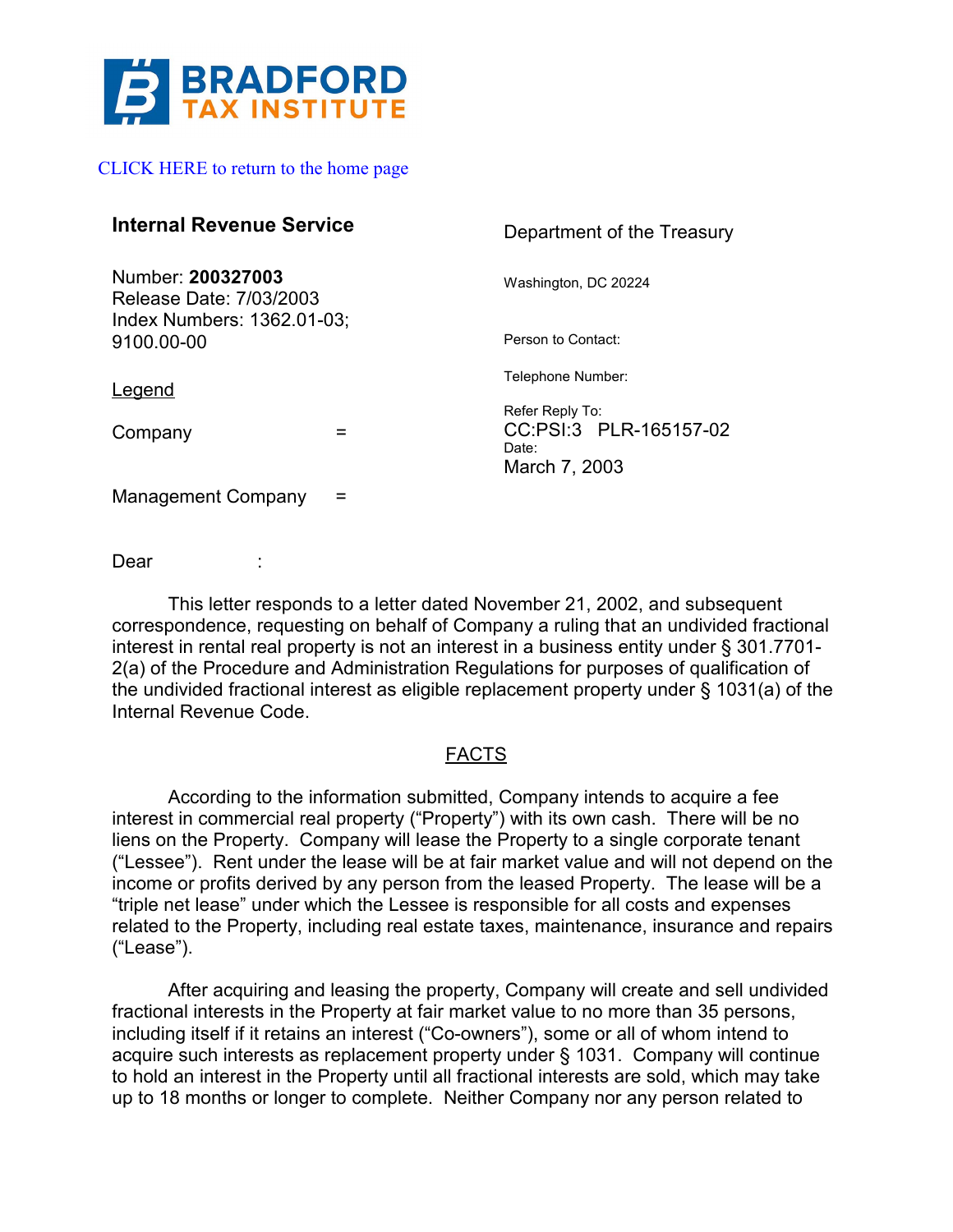BRADFORD TAX INSTITUTE

CLICK HERE to return to the home page

**Internal Revenue Service**

Number: **200327003**
Release Date: 7/03/2003
Index Numbers: 1362.01-03; 9100.00-00

Department of the Treasury

Washington, DC 20224

Person to Contact:

Telephone Number:

Refer Reply To:
CC:PSI:3 PLR-165157-02
Date:
March 7, 2003

Legend

Company =

Management Company =

Dear :

This letter responds to a letter dated November 21, 2002, and subsequent correspondence, requesting on behalf of Company a ruling that an undivided fractional interest in rental real property is not an interest in a business entity under § 301.7701-2(a) of the Procedure and Administration Regulations for purposes of qualification of the undivided fractional interest as eligible replacement property under § 1031(a) of the Internal Revenue Code.

## FACTS

According to the information submitted, Company intends to acquire a fee interest in commercial real property ("Property") with its own cash. There will be no liens on the Property. Company will lease the Property to a single corporate tenant ("Lessee"). Rent under the lease will be at fair market value and will not depend on the income or profits derived by any person from the leased Property. The lease will be a "triple net lease" under which the Lessee is responsible for all costs and expenses related to the Property, including real estate taxes, maintenance, insurance and repairs ("Lease").

After acquiring and leasing the property, Company will create and sell undivided fractional interests in the Property at fair market value to no more than 35 persons, including itself if it retains an interest ("Co-owners"), some or all of whom intend to acquire such interests as replacement property under § 1031. Company will continue to hold an interest in the Property until all fractional interests are sold, which may take up to 18 months or longer to complete. Neither Company nor any person related to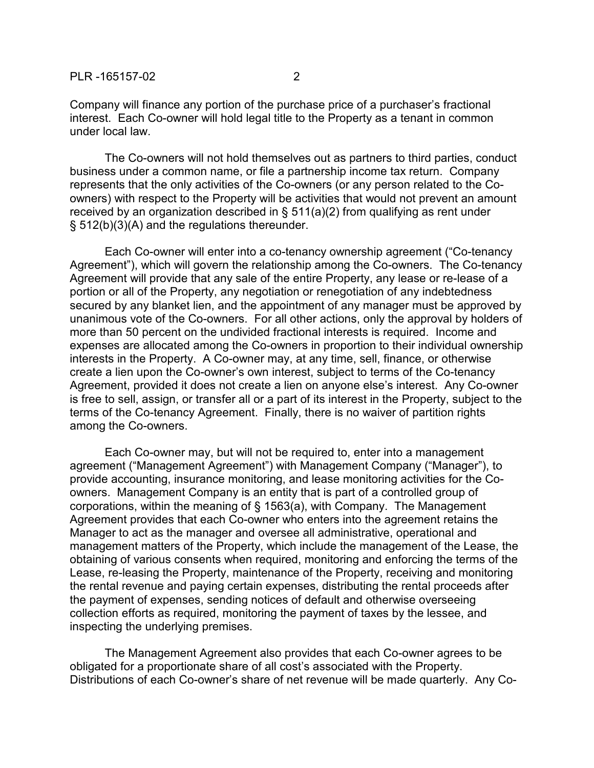Company will finance any portion of the purchase price of a purchaser's fractional interest. Each Co-owner will hold legal title to the Property as a tenant in common under local law.

The Co-owners will not hold themselves out as partners to third parties, conduct business under a common name, or file a partnership income tax return. Company represents that the only activities of the Co-owners (or any person related to the Co-owners) with respect to the Property will be activities that would not prevent an amount received by an organization described in § 511(a)(2) from qualifying as rent under § 512(b)(3)(A) and the regulations thereunder.

Each Co-owner will enter into a co-tenancy ownership agreement ("Co-tenancy Agreement"), which will govern the relationship among the Co-owners. The Co-tenancy Agreement will provide that any sale of the entire Property, any lease or re-lease of a portion or all of the Property, any negotiation or renegotiation of any indebtedness secured by any blanket lien, and the appointment of any manager must be approved by unanimous vote of the Co-owners. For all other actions, only the approval by holders of more than 50 percent on the undivided fractional interests is required. Income and expenses are allocated among the Co-owners in proportion to their individual ownership interests in the Property. A Co-owner may, at any time, sell, finance, or otherwise create a lien upon the Co-owner's own interest, subject to terms of the Co-tenancy Agreement, provided it does not create a lien on anyone else's interest. Any Co-owner is free to sell, assign, or transfer all or a part of its interest in the Property, subject to the terms of the Co-tenancy Agreement. Finally, there is no waiver of partition rights among the Co-owners.

Each Co-owner may, but will not be required to, enter into a management agreement ("Management Agreement") with Management Company ("Manager"), to provide accounting, insurance monitoring, and lease monitoring activities for the Co-owners. Management Company is an entity that is part of a controlled group of corporations, within the meaning of § 1563(a), with Company. The Management Agreement provides that each Co-owner who enters into the agreement retains the Manager to act as the manager and oversee all administrative, operational and management matters of the Property, which include the management of the Lease, the obtaining of various consents when required, monitoring and enforcing the terms of the Lease, re-leasing the Property, maintenance of the Property, receiving and monitoring the rental revenue and paying certain expenses, distributing the rental proceeds after the payment of expenses, sending notices of default and otherwise overseeing collection efforts as required, monitoring the payment of taxes by the lessee, and inspecting the underlying premises.

The Management Agreement also provides that each Co-owner agrees to be obligated for a proportionate share of all cost's associated with the Property. Distributions of each Co-owner's share of net revenue will be made quarterly. Any Co-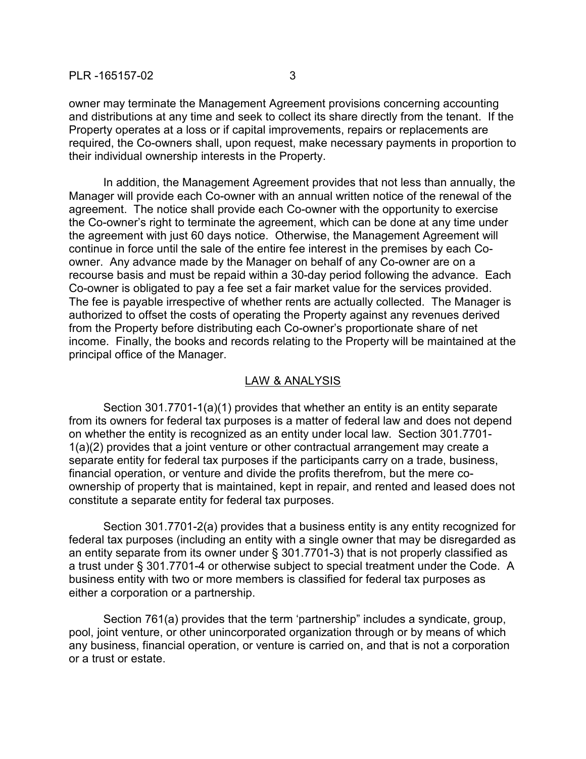owner may terminate the Management Agreement provisions concerning accounting and distributions at any time and seek to collect its share directly from the tenant. If the Property operates at a loss or if capital improvements, repairs or replacements are required, the Co-owners shall, upon request, make necessary payments in proportion to their individual ownership interests in the Property.

In addition, the Management Agreement provides that not less than annually, the Manager will provide each Co-owner with an annual written notice of the renewal of the agreement. The notice shall provide each Co-owner with the opportunity to exercise the Co-owner's right to terminate the agreement, which can be done at any time under the agreement with just 60 days notice. Otherwise, the Management Agreement will continue in force until the sale of the entire fee interest in the premises by each Co-owner. Any advance made by the Manager on behalf of any Co-owner are on a recourse basis and must be repaid within a 30-day period following the advance. Each Co-owner is obligated to pay a fee set a fair market value for the services provided. The fee is payable irrespective of whether rents are actually collected. The Manager is authorized to offset the costs of operating the Property against any revenues derived from the Property before distributing each Co-owner's proportionate share of net income. Finally, the books and records relating to the Property will be maintained at the principal office of the Manager.

## LAW & ANALYSIS

Section 301.7701-1(a)(1) provides that whether an entity is an entity separate from its owners for federal tax purposes is a matter of federal law and does not depend on whether the entity is recognized as an entity under local law. Section 301.7701-1(a)(2) provides that a joint venture or other contractual arrangement may create a separate entity for federal tax purposes if the participants carry on a trade, business, financial operation, or venture and divide the profits therefrom, but the mere co-ownership of property that is maintained, kept in repair, and rented and leased does not constitute a separate entity for federal tax purposes.

Section 301.7701-2(a) provides that a business entity is any entity recognized for federal tax purposes (including an entity with a single owner that may be disregarded as an entity separate from its owner under § 301.7701-3) that is not properly classified as a trust under § 301.7701-4 or otherwise subject to special treatment under the Code. A business entity with two or more members is classified for federal tax purposes as either a corporation or a partnership.

Section 761(a) provides that the term 'partnership" includes a syndicate, group, pool, joint venture, or other unincorporated organization through or by means of which any business, financial operation, or venture is carried on, and that is not a corporation or a trust or estate.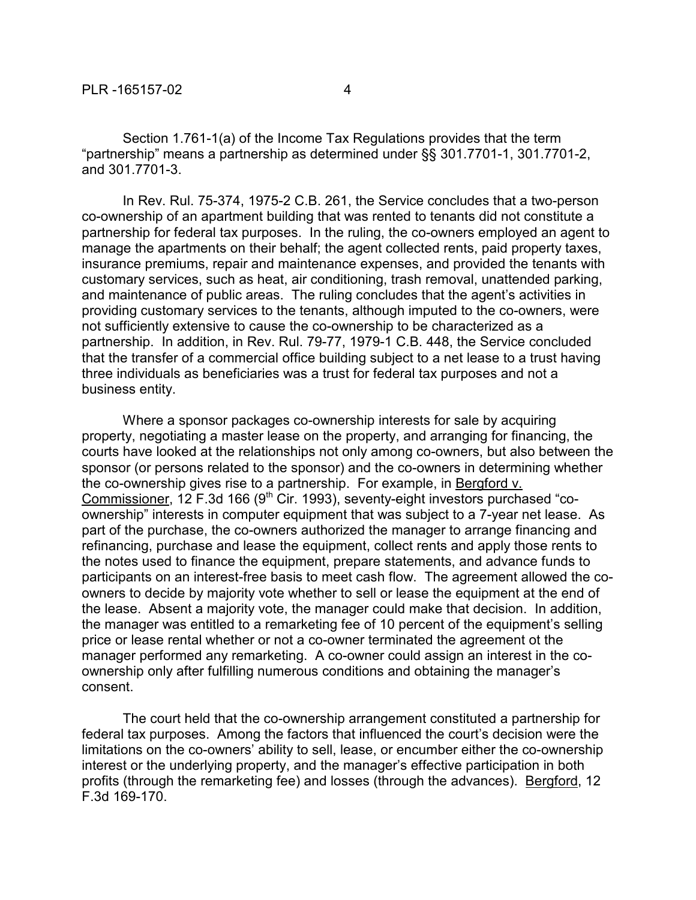Section 1.761-1(a) of the Income Tax Regulations provides that the term "partnership" means a partnership as determined under §§ 301.7701-1, 301.7701-2, and 301.7701-3.

In Rev. Rul. 75-374, 1975-2 C.B. 261, the Service concludes that a two-person co-ownership of an apartment building that was rented to tenants did not constitute a partnership for federal tax purposes. In the ruling, the co-owners employed an agent to manage the apartments on their behalf; the agent collected rents, paid property taxes, insurance premiums, repair and maintenance expenses, and provided the tenants with customary services, such as heat, air conditioning, trash removal, unattended parking, and maintenance of public areas. The ruling concludes that the agent's activities in providing customary services to the tenants, although imputed to the co-owners, were not sufficiently extensive to cause the co-ownership to be characterized as a partnership. In addition, in Rev. Rul. 79-77, 1979-1 C.B. 448, the Service concluded that the transfer of a commercial office building subject to a net lease to a trust having three individuals as beneficiaries was a trust for federal tax purposes and not a business entity.

Where a sponsor packages co-ownership interests for sale by acquiring property, negotiating a master lease on the property, and arranging for financing, the courts have looked at the relationships not only among co-owners, but also between the sponsor (or persons related to the sponsor) and the co-owners in determining whether the co-ownership gives rise to a partnership. For example, in Bergford v. Commissioner, 12 F.3d 166 (9th Cir. 1993), seventy-eight investors purchased "co-ownership" interests in computer equipment that was subject to a 7-year net lease. As part of the purchase, the co-owners authorized the manager to arrange financing and refinancing, purchase and lease the equipment, collect rents and apply those rents to the notes used to finance the equipment, prepare statements, and advance funds to participants on an interest-free basis to meet cash flow. The agreement allowed the co-owners to decide by majority vote whether to sell or lease the equipment at the end of the lease. Absent a majority vote, the manager could make that decision. In addition, the manager was entitled to a remarketing fee of 10 percent of the equipment's selling price or lease rental whether or not a co-owner terminated the agreement ot the manager performed any remarketing. A co-owner could assign an interest in the co-ownership only after fulfilling numerous conditions and obtaining the manager's consent.

The court held that the co-ownership arrangement constituted a partnership for federal tax purposes. Among the factors that influenced the court's decision were the limitations on the co-owners' ability to sell, lease, or encumber either the co-ownership interest or the underlying property, and the manager's effective participation in both profits (through the remarketing fee) and losses (through the advances). Bergford, 12 F.3d 169-170.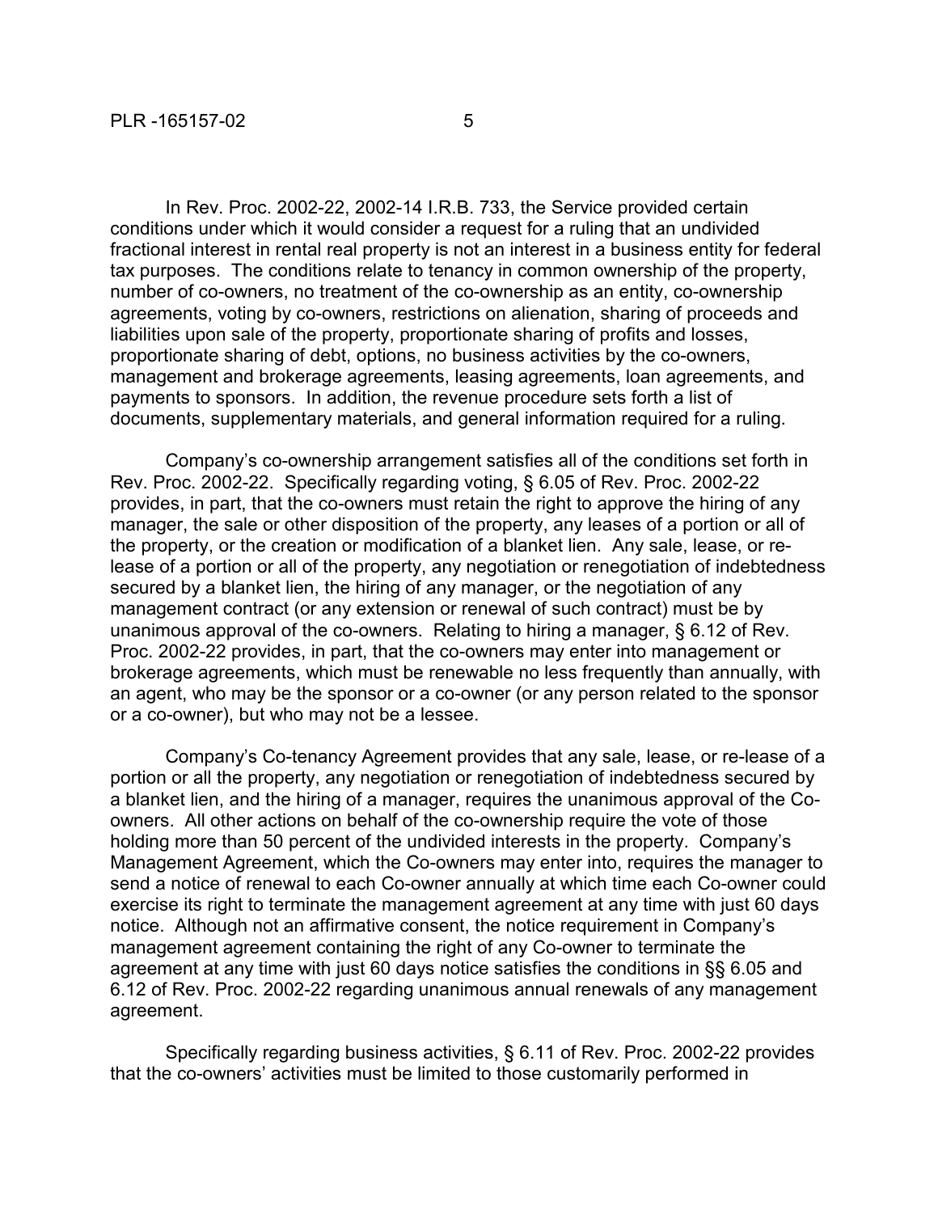In Rev. Proc. 2002-22, 2002-14 I.R.B. 733, the Service provided certain conditions under which it would consider a request for a ruling that an undivided fractional interest in rental real property is not an interest in a business entity for federal tax purposes. The conditions relate to tenancy in common ownership of the property, number of co-owners, no treatment of the co-ownership as an entity, co-ownership agreements, voting by co-owners, restrictions on alienation, sharing of proceeds and liabilities upon sale of the property, proportionate sharing of profits and losses, proportionate sharing of debt, options, no business activities by the co-owners, management and brokerage agreements, leasing agreements, loan agreements, and payments to sponsors. In addition, the revenue procedure sets forth a list of documents, supplementary materials, and general information required for a ruling.

Company's co-ownership arrangement satisfies all of the conditions set forth in Rev. Proc. 2002-22. Specifically regarding voting, § 6.05 of Rev. Proc. 2002-22 provides, in part, that the co-owners must retain the right to approve the hiring of any manager, the sale or other disposition of the property, any leases of a portion or all of the property, or the creation or modification of a blanket lien. Any sale, lease, or re-lease of a portion or all of the property, any negotiation or renegotiation of indebtedness secured by a blanket lien, the hiring of any manager, or the negotiation of any management contract (or any extension or renewal of such contract) must be by unanimous approval of the co-owners. Relating to hiring a manager, § 6.12 of Rev. Proc. 2002-22 provides, in part, that the co-owners may enter into management or brokerage agreements, which must be renewable no less frequently than annually, with an agent, who may be the sponsor or a co-owner (or any person related to the sponsor or a co-owner), but who may not be a lessee.

Company's Co-tenancy Agreement provides that any sale, lease, or re-lease of a portion or all the property, any negotiation or renegotiation of indebtedness secured by a blanket lien, and the hiring of a manager, requires the unanimous approval of the Co-owners. All other actions on behalf of the co-ownership require the vote of those holding more than 50 percent of the undivided interests in the property. Company's Management Agreement, which the Co-owners may enter into, requires the manager to send a notice of renewal to each Co-owner annually at which time each Co-owner could exercise its right to terminate the management agreement at any time with just 60 days notice. Although not an affirmative consent, the notice requirement in Company's management agreement containing the right of any Co-owner to terminate the agreement at any time with just 60 days notice satisfies the conditions in §§ 6.05 and 6.12 of Rev. Proc. 2002-22 regarding unanimous annual renewals of any management agreement.

Specifically regarding business activities, § 6.11 of Rev. Proc. 2002-22 provides that the co-owners' activities must be limited to those customarily performed in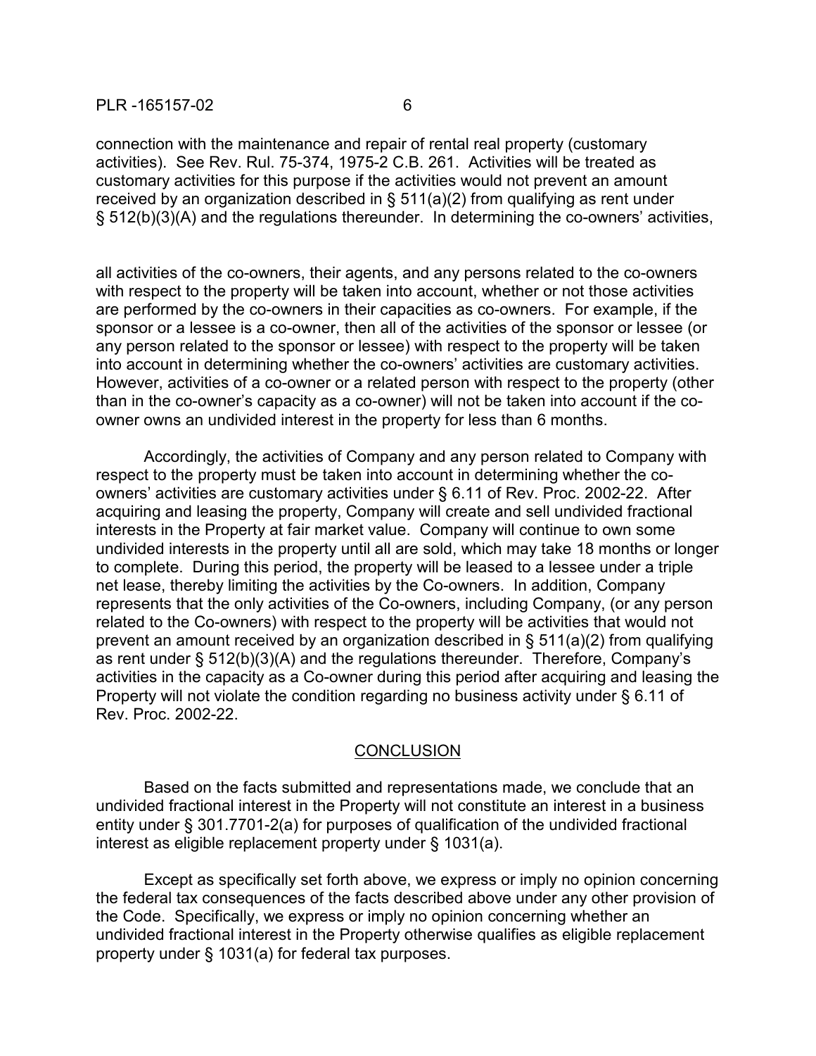connection with the maintenance and repair of rental real property (customary activities). See Rev. Rul. 75-374, 1975-2 C.B. 261. Activities will be treated as customary activities for this purpose if the activities would not prevent an amount received by an organization described in § 511(a)(2) from qualifying as rent under § 512(b)(3)(A) and the regulations thereunder. In determining the co-owners' activities, all activities of the co-owners, their agents, and any persons related to the co-owners with respect to the property will be taken into account, whether or not those activities are performed by the co-owners in their capacities as co-owners. For example, if the sponsor or a lessee is a co-owner, then all of the activities of the sponsor or lessee (or any person related to the sponsor or lessee) with respect to the property will be taken into account in determining whether the co-owners' activities are customary activities. However, activities of a co-owner or a related person with respect to the property (other than in the co-owner's capacity as a co-owner) will not be taken into account if the co-owner owns an undivided interest in the property for less than 6 months.

Accordingly, the activities of Company and any person related to Company with respect to the property must be taken into account in determining whether the co-owners' activities are customary activities under § 6.11 of Rev. Proc. 2002-22. After acquiring and leasing the property, Company will create and sell undivided fractional interests in the Property at fair market value. Company will continue to own some undivided interests in the property until all are sold, which may take 18 months or longer to complete. During this period, the property will be leased to a lessee under a triple net lease, thereby limiting the activities by the Co-owners. In addition, Company represents that the only activities of the Co-owners, including Company, (or any person related to the Co-owners) with respect to the property will be activities that would not prevent an amount received by an organization described in § 511(a)(2) from qualifying as rent under § 512(b)(3)(A) and the regulations thereunder. Therefore, Company's activities in the capacity as a Co-owner during this period after acquiring and leasing the Property will not violate the condition regarding no business activity under § 6.11 of Rev. Proc. 2002-22.

## CONCLUSION

Based on the facts submitted and representations made, we conclude that an undivided fractional interest in the Property will not constitute an interest in a business entity under § 301.7701-2(a) for purposes of qualification of the undivided fractional interest as eligible replacement property under § 1031(a).

Except as specifically set forth above, we express or imply no opinion concerning the federal tax consequences of the facts described above under any other provision of the Code. Specifically, we express or imply no opinion concerning whether an undivided fractional interest in the Property otherwise qualifies as eligible replacement property under § 1031(a) for federal tax purposes.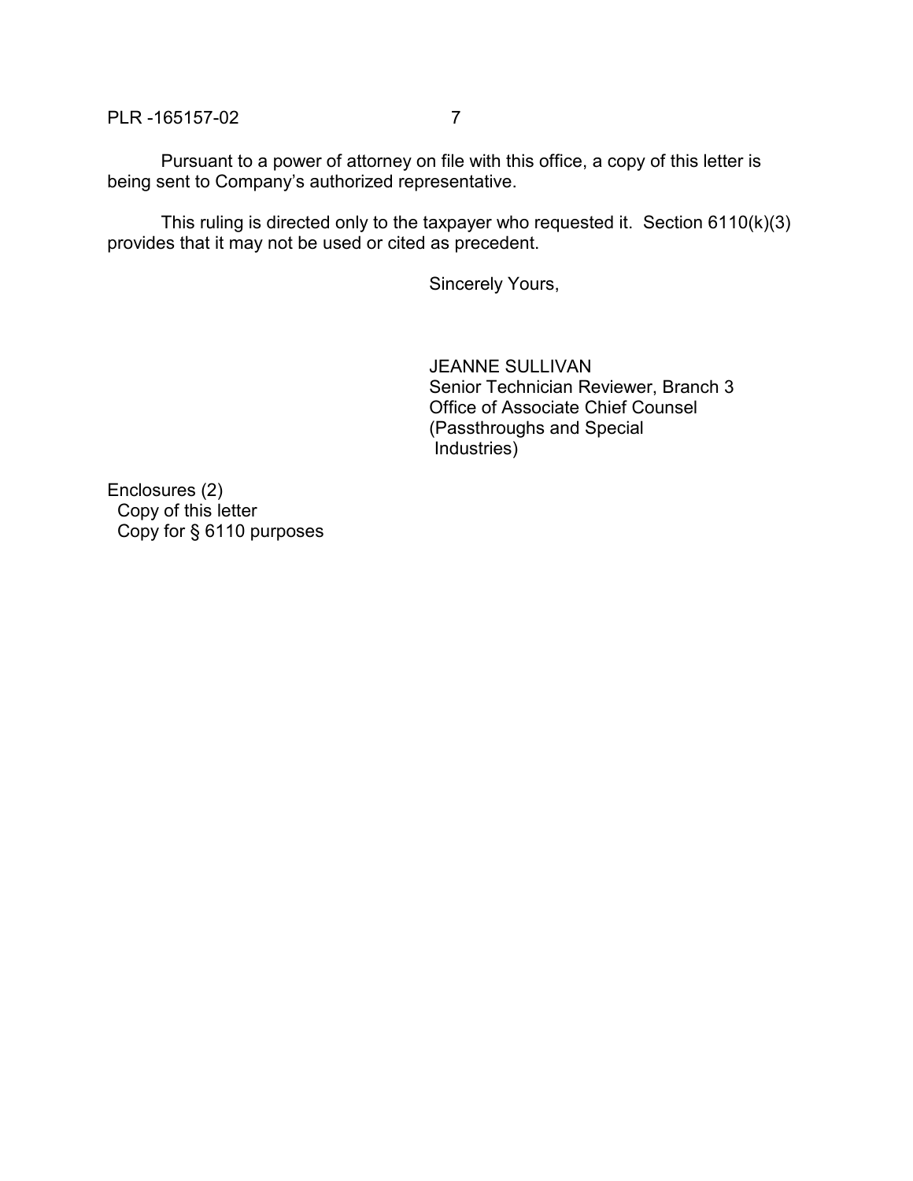Pursuant to a power of attorney on file with this office, a copy of this letter is being sent to Company's authorized representative.

This ruling is directed only to the taxpayer who requested it. Section 6110(k)(3) provides that it may not be used or cited as precedent.

Sincerely Yours,

JEANNE SULLIVAN
Senior Technician Reviewer, Branch 3
Office of Associate Chief Counsel
(Passthroughs and Special
Industries)

Enclosures (2)
Copy of this letter
Copy for § 6110 purposes